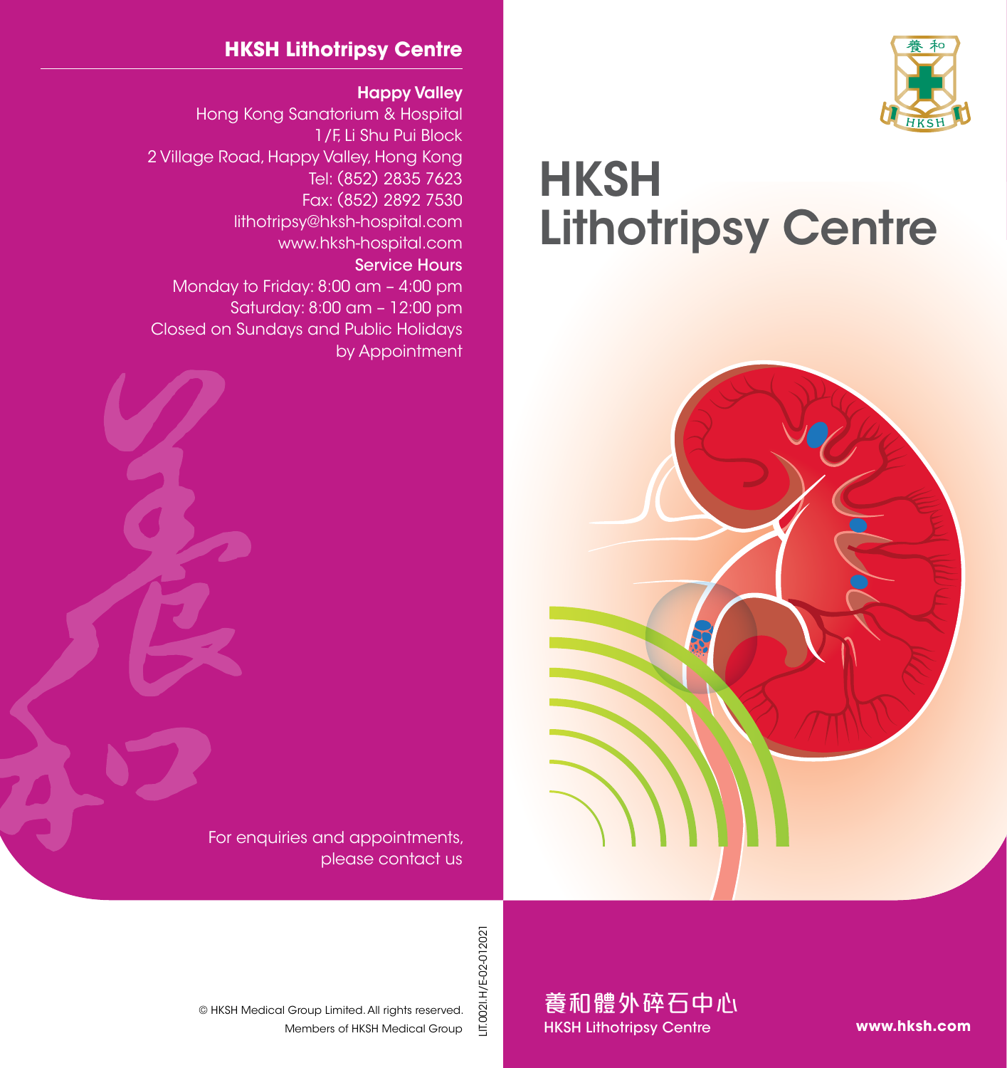## HKSH Lithotripsy Centre

**Happy Valley**

Hong Kong Sanatorium & Hospital
1/F, Li Shu Pui Block
2 Village Road, Happy Valley, Hong Kong
Tel: (852) 2835 7623
Fax: (852) 2892 7530
lithotripsy@hksh-hospital.com
www.hksh-hospital.com

**Service Hours**

Monday to Friday: 8:00 am – 4:00 pm
Saturday: 8:00 am – 12:00 pm
Closed on Sundays and Public Holidays
by Appointment

For enquiries and appointments, please contact us

© HKSH Medical Group Limited. All rights reserved.
Members of HKSH Medical Group

LIT.002I.H/E-02-012021

# HKSH Lithotripsy Centre

養和體外碎石中心
HKSH Lithotripsy Centre

**www.hksh.com**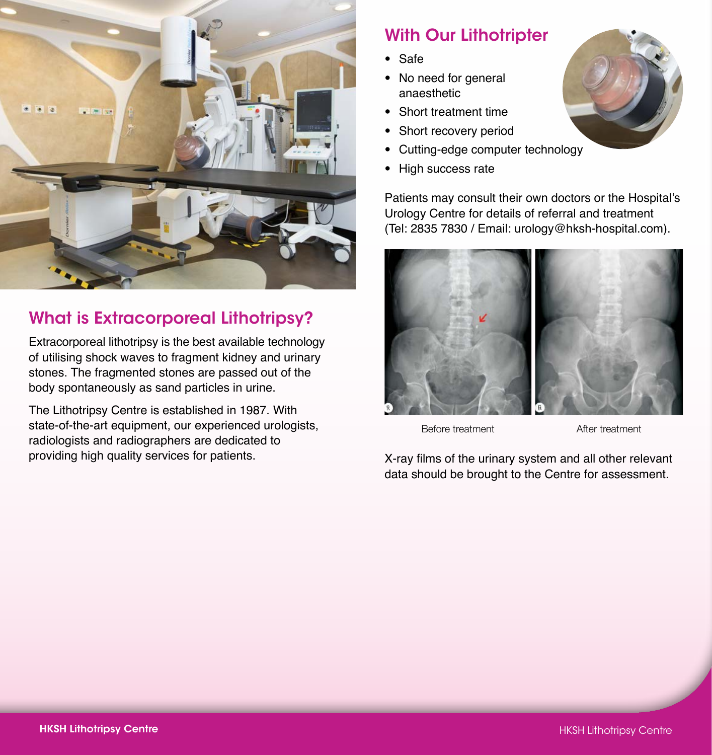## What is Extracorporeal Lithotripsy?

Extracorporeal lithotripsy is the best available technology of utilising shock waves to fragment kidney and urinary stones. The fragmented stones are passed out of the body spontaneously as sand particles in urine.

The Lithotripsy Centre is established in 1987. With state-of-the-art equipment, our experienced urologists, radiologists and radiographers are dedicated to providing high quality services for patients.

## With Our Lithotripter

- Safe
- No need for general anaesthetic
- Short treatment time
- Short recovery period
- Cutting-edge computer technology
- High success rate

Patients may consult their own doctors or the Hospital's Urology Centre for details of referral and treatment (Tel: 2835 7830 / Email: urology@hksh-hospital.com).

Before treatment

After treatment

X-ray films of the urinary system and all other relevant data should be brought to the Centre for assessment.